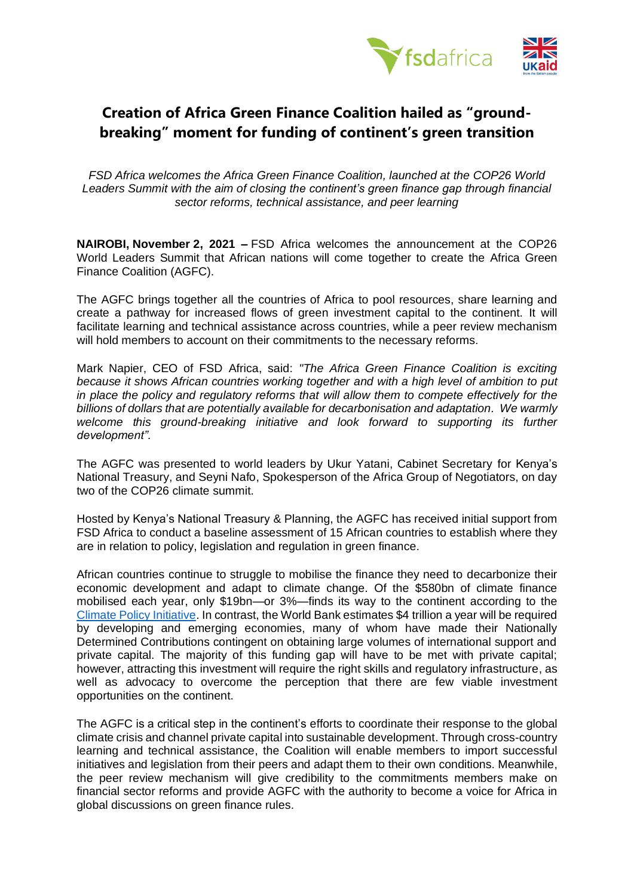# Creation of Africa Green Finance Coalition hailed as "ground-breaking" moment for funding of continent's green transition

*FSD Africa welcomes the Africa Green Finance Coalition, launched at the COP26 World Leaders Summit with the aim of closing the continent's green finance gap through financial sector reforms, technical assistance, and peer learning*

**NAIROBI, November 2, 2021 –** FSD Africa welcomes the announcement at the COP26 World Leaders Summit that African nations will come together to create the Africa Green Finance Coalition (AGFC).

The AGFC brings together all the countries of Africa to pool resources, share learning and create a pathway for increased flows of green investment capital to the continent. It will facilitate learning and technical assistance across countries, while a peer review mechanism will hold members to account on their commitments to the necessary reforms.

Mark Napier, CEO of FSD Africa, said: *"The Africa Green Finance Coalition is exciting because it shows African countries working together and with a high level of ambition to put in place the policy and regulatory reforms that will allow them to compete effectively for the billions of dollars that are potentially available for decarbonisation and adaptation. We warmly welcome this ground-breaking initiative and look forward to supporting its further development".*

The AGFC was presented to world leaders by Ukur Yatani, Cabinet Secretary for Kenya's National Treasury, and Seyni Nafo, Spokesperson of the Africa Group of Negotiators, on day two of the COP26 climate summit.

Hosted by Kenya's National Treasury & Planning, the AGFC has received initial support from FSD Africa to conduct a baseline assessment of 15 African countries to establish where they are in relation to policy, legislation and regulation in green finance.

African countries continue to struggle to mobilise the finance they need to decarbonize their economic development and adapt to climate change. Of the $580bn of climate finance mobilised each year, only $19bn—or 3%—finds its way to the continent according to the Climate Policy Initiative. In contrast, the World Bank estimates $4 trillion a year will be required by developing and emerging economies, many of whom have made their Nationally Determined Contributions contingent on obtaining large volumes of international support and private capital. The majority of this funding gap will have to be met with private capital; however, attracting this investment will require the right skills and regulatory infrastructure, as well as advocacy to overcome the perception that there are few viable investment opportunities on the continent.

The AGFC is a critical step in the continent's efforts to coordinate their response to the global climate crisis and channel private capital into sustainable development. Through cross-country learning and technical assistance, the Coalition will enable members to import successful initiatives and legislation from their peers and adapt them to their own conditions. Meanwhile, the peer review mechanism will give credibility to the commitments members make on financial sector reforms and provide AGFC with the authority to become a voice for Africa in global discussions on green finance rules.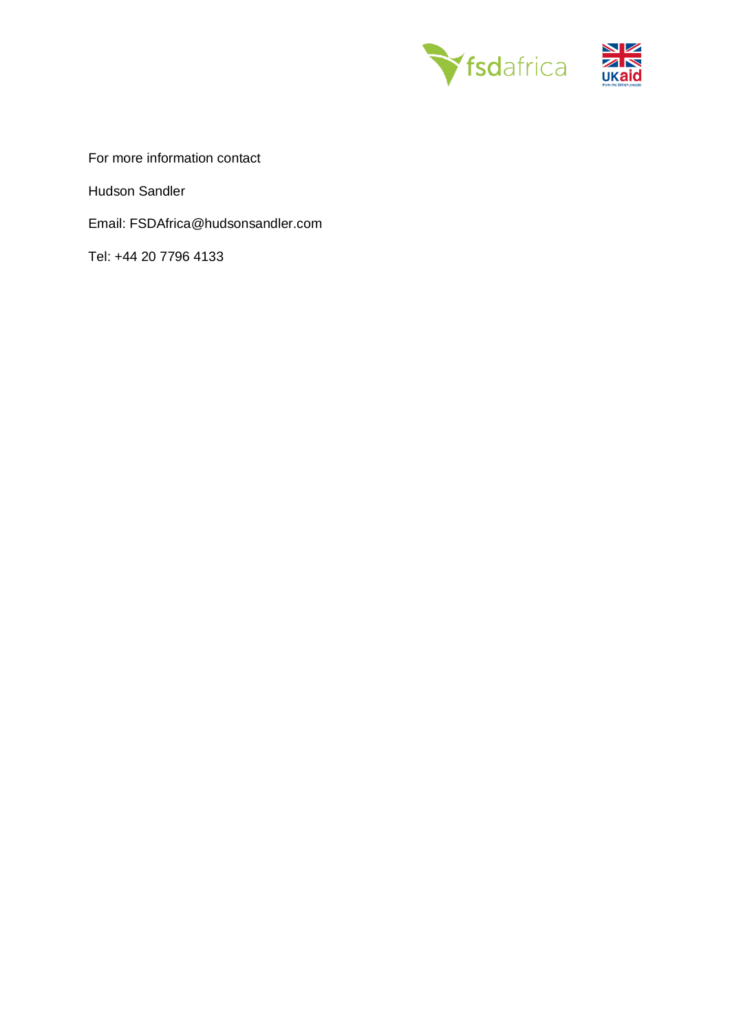For more information contact

Hudson Sandler

Email: FSDAfrica@hudsonsandler.com

Tel: +44 20 7796 4133